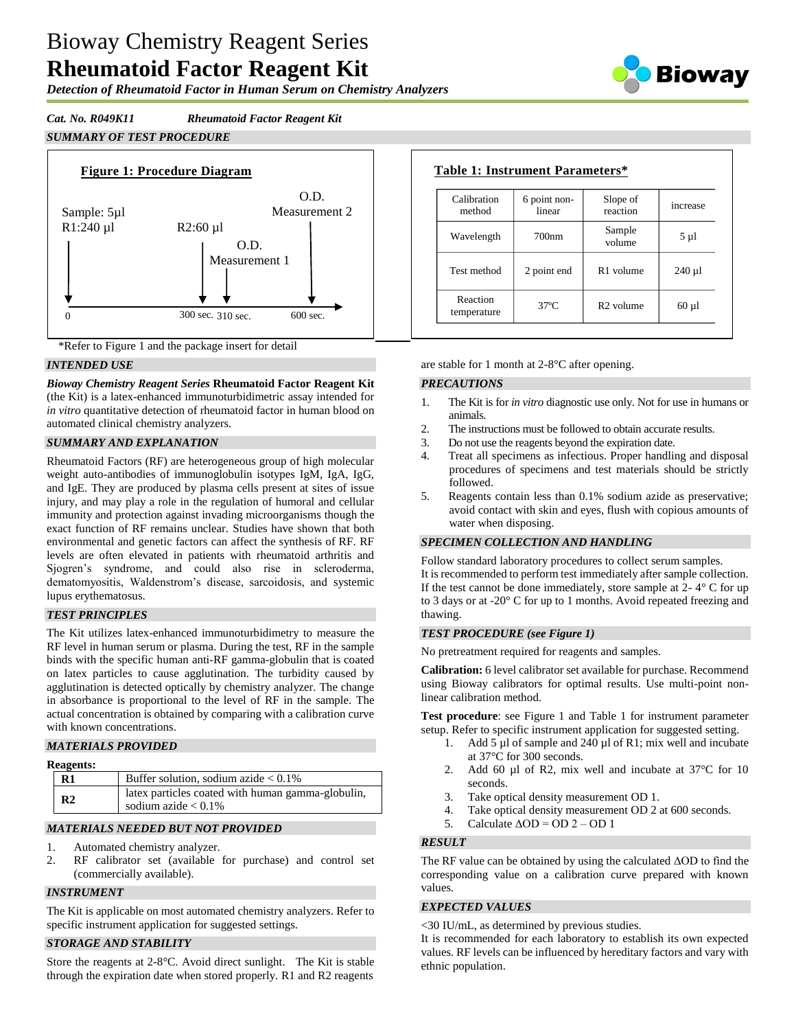# Bioway Chemistry Reagent Series
# Rheumatoid Factor Reagent Kit

*Detection of Rheumatoid Factor in Human Serum on Chemistry Analyzers*

*Cat. No. R049K11* *Rheumatoid Factor Reagent Kit*

## SUMMARY OF TEST PROCEDURE

**Figure 1: Procedure Diagram**

Sample: 5µl
R1:240 µl

R2:60 µl

O.D. Measurement 1

O.D. Measurement 2

0 — 300 sec. — 310 sec. — 600 sec.

**Table 1: Instrument Parameters***

| Calibration method | 6 point non-linear | Slope of reaction | increase |
|---|---|---|---|
| Wavelength | 700nm | Sample volume | 5 µl |
| Test method | 2 point end | R1 volume | 240 µl |
| Reaction temperature | 37ºC | R2 volume | 60 µl |

*Refer to Figure 1 and the package insert for detail

## INTENDED USE

***Bioway Chemistry Reagent Series* Rheumatoid Factor Reagent Kit** (the Kit) is a latex-enhanced immunoturbidimetric assay intended for *in vitro* quantitative detection of rheumatoid factor in human blood on automated clinical chemistry analyzers.

## SUMMARY AND EXPLANATION

Rheumatoid Factors (RF) are heterogeneous group of high molecular weight auto-antibodies of immunoglobulin isotypes IgM, IgA, IgG, and IgE. They are produced by plasma cells present at sites of issue injury, and may play a role in the regulation of humoral and cellular immunity and protection against invading microorganisms though the exact function of RF remains unclear. Studies have shown that both environmental and genetic factors can affect the synthesis of RF. RF levels are often elevated in patients with rheumatoid arthritis and Sjogren's syndrome, and could also rise in scleroderma, dematomyositis, Waldenstrom's disease, sarcoidosis, and systemic lupus erythematosus.

## TEST PRINCIPLES

The Kit utilizes latex-enhanced immunoturbidimetry to measure the RF level in human serum or plasma. During the test, RF in the sample binds with the specific human anti-RF gamma-globulin that is coated on latex particles to cause agglutination. The turbidity caused by agglutination is detected optically by chemistry analyzer. The change in absorbance is proportional to the level of RF in the sample. The actual concentration is obtained by comparing with a calibration curve with known concentrations.

## MATERIALS PROVIDED

**Reagents:**

| | |
|---|---|
| **R1** | Buffer solution, sodium azide < 0.1% |
| **R2** | latex particles coated with human gamma-globulin, sodium azide < 0.1% |

## MATERIALS NEEDED BUT NOT PROVIDED

1. Automated chemistry analyzer.
2. RF calibrator set (available for purchase) and control set (commercially available).

## INSTRUMENT

The Kit is applicable on most automated chemistry analyzers. Refer to specific instrument application for suggested settings.

## STORAGE AND STABILITY

Store the reagents at 2-8°C. Avoid direct sunlight. The Kit is stable through the expiration date when stored properly. R1 and R2 reagents are stable for 1 month at 2-8°C after opening.

## PRECAUTIONS

1. The Kit is for *in vitro* diagnostic use only. Not for use in humans or animals.
2. The instructions must be followed to obtain accurate results.
3. Do not use the reagents beyond the expiration date.
4. Treat all specimens as infectious. Proper handling and disposal procedures of specimens and test materials should be strictly followed.
5. Reagents contain less than 0.1% sodium azide as preservative; avoid contact with skin and eyes, flush with copious amounts of water when disposing.

## SPECIMEN COLLECTION AND HANDLING

Follow standard laboratory procedures to collect serum samples.
It is recommended to perform test immediately after sample collection. If the test cannot be done immediately, store sample at 2- 4° C for up to 3 days or at -20° C for up to 1 months. Avoid repeated freezing and thawing.

## TEST PROCEDURE (see Figure 1)

No pretreatment required for reagents and samples.

**Calibration:** 6 level calibrator set available for purchase. Recommend using Bioway calibrators for optimal results. Use multi-point non-linear calibration method.

**Test procedure**: see Figure 1 and Table 1 for instrument parameter setup. Refer to specific instrument application for suggested setting.

1. Add 5 µl of sample and 240 µl of R1; mix well and incubate at 37°C for 300 seconds.
2. Add 60 µl of R2, mix well and incubate at 37°C for 10 seconds.
3. Take optical density measurement OD 1.
4. Take optical density measurement OD 2 at 600 seconds.
5. Calculate $\Delta OD = OD\ 2 - OD\ 1$

## RESULT

The RF value can be obtained by using the calculated ΔOD to find the corresponding value on a calibration curve prepared with known values.

## EXPECTED VALUES

<30 IU/mL, as determined by previous studies.
It is recommended for each laboratory to establish its own expected values. RF levels can be influenced by hereditary factors and vary with ethnic population.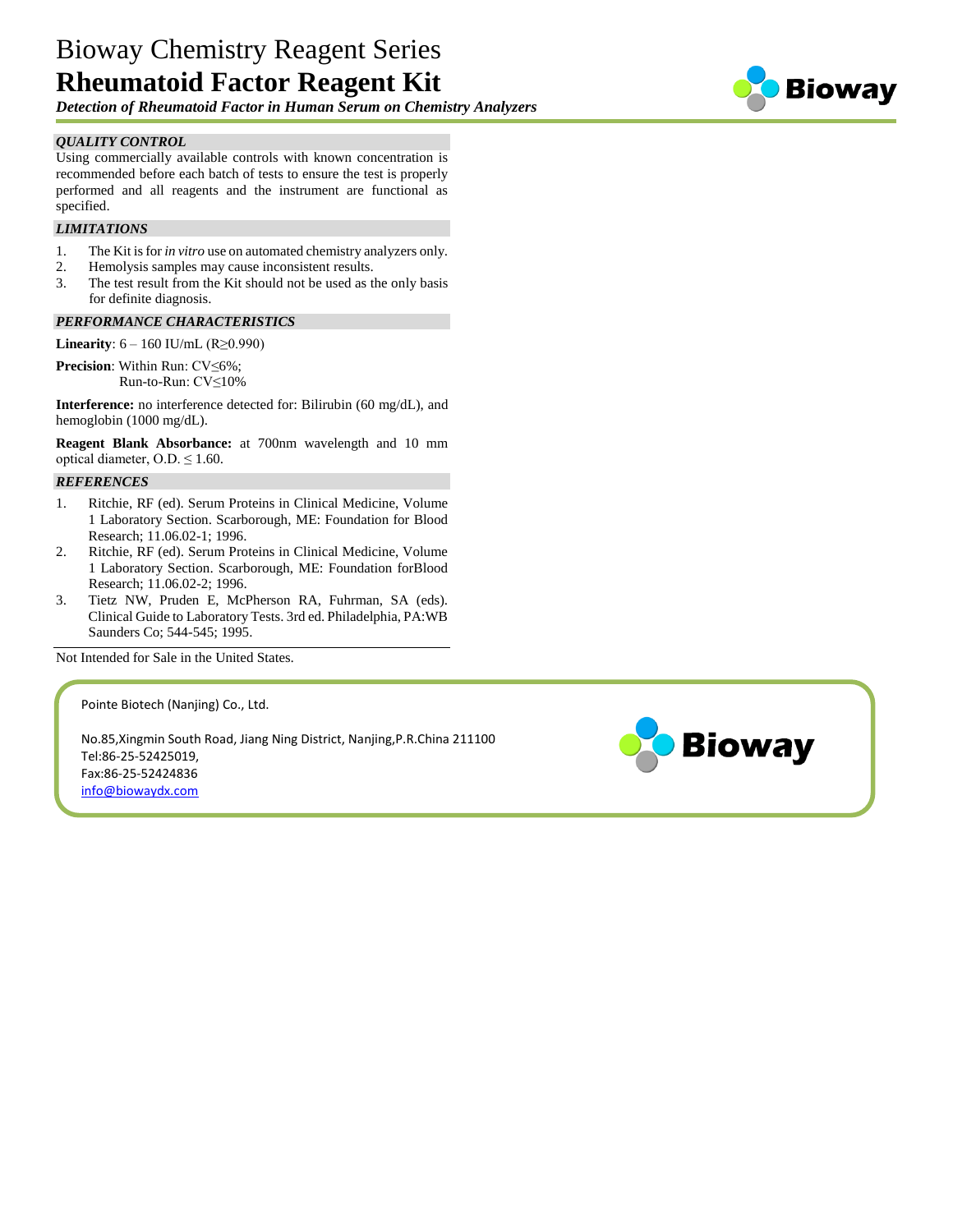# Bioway Chemistry Reagent Series

# Rheumatoid Factor Reagent Kit

***Detection of Rheumatoid Factor in Human Serum on Chemistry Analyzers***

### *QUALITY CONTROL*

Using commercially available controls with known concentration is recommended before each batch of tests to ensure the test is properly performed and all reagents and the instrument are functional as specified.

### *LIMITATIONS*

1. The Kit is for *in vitro* use on automated chemistry analyzers only.
2. Hemolysis samples may cause inconsistent results.
3. The test result from the Kit should not be used as the only basis for definite diagnosis.

### *PERFORMANCE CHARACTERISTICS*

**Linearity**: 6 – 160 IU/mL (R≥0.990)

**Precision**: Within Run: CV≤6%;
Run-to-Run: CV≤10%

**Interference:** no interference detected for: Bilirubin (60 mg/dL), and hemoglobin (1000 mg/dL).

**Reagent Blank Absorbance:** at 700nm wavelength and 10 mm optical diameter, O.D. ≤ 1.60.

### *REFERENCES*

1. Ritchie, RF (ed). Serum Proteins in Clinical Medicine, Volume 1 Laboratory Section. Scarborough, ME: Foundation for Blood Research; 11.06.02-1; 1996.
2. Ritchie, RF (ed). Serum Proteins in Clinical Medicine, Volume 1 Laboratory Section. Scarborough, ME: Foundation forBlood Research; 11.06.02-2; 1996.
3. Tietz NW, Pruden E, McPherson RA, Fuhrman, SA (eds). Clinical Guide to Laboratory Tests. 3rd ed. Philadelphia, PA:WB Saunders Co; 544-545; 1995.

---

Not Intended for Sale in the United States.

Pointe Biotech (Nanjing) Co., Ltd.

No.85,Xingmin South Road, Jiang Ning District, Nanjing,P.R.China 211100
Tel:86-25-52425019,
Fax:86-25-52424836
info@biowaydx.com

Bioway